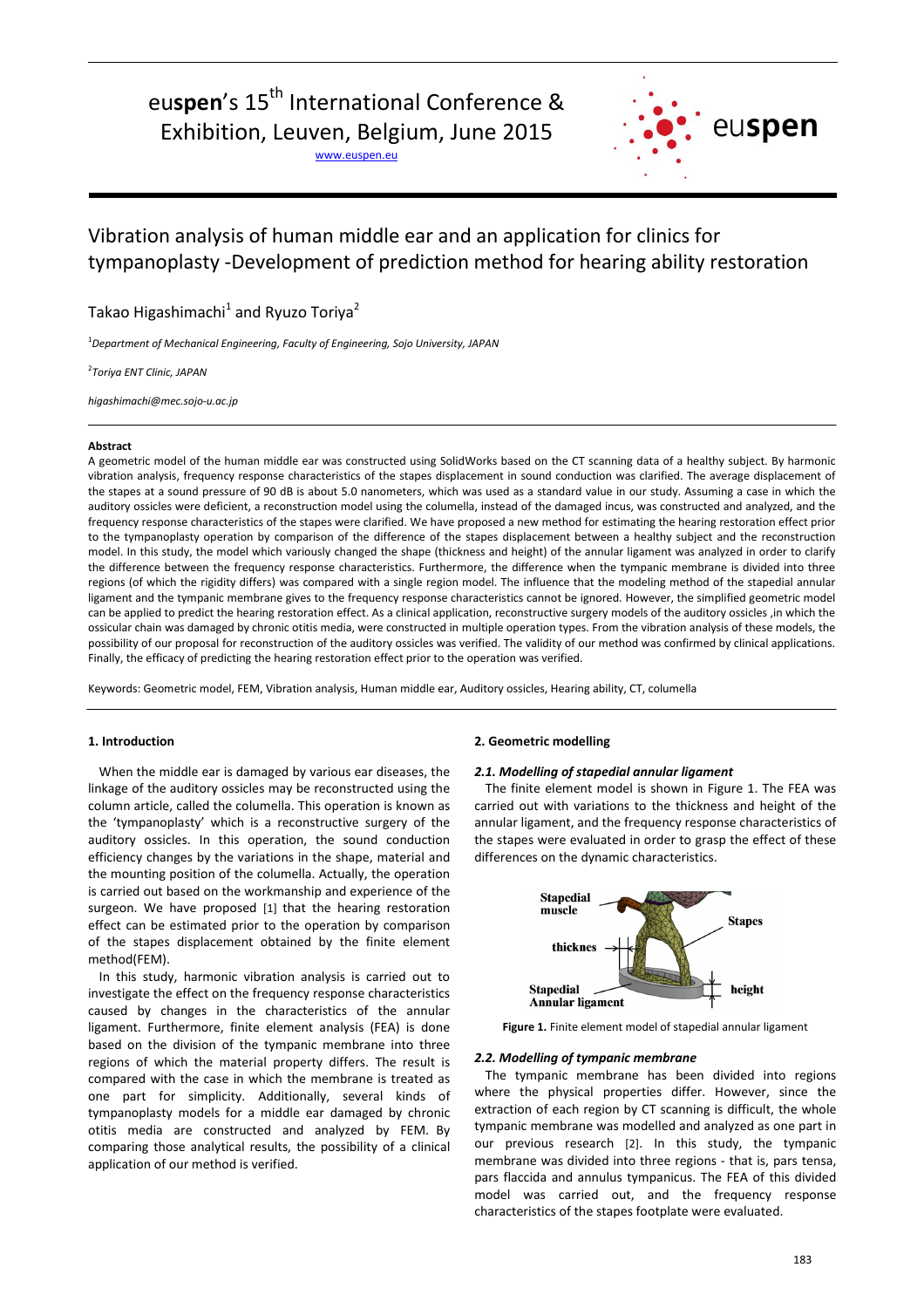euspen's 15th International Conference & Exhibition, Leuven, Belgium, June 2015

www.euspen.eu

# Vibration analysis of human middle ear and an application for clinics for tympanoplasty -Development of prediction method for hearing ability restoration

Takao Higashimachi[1] and Ryuzo Toriya[2]

[1]*Department of Mechanical Engineering, Faculty of Engineering, Sojo University, JAPAN*

[2]*Toriya ENT Clinic, JAPAN*

*higashimachi@mec.sojo-u.ac.jp*

**Abstract**

A geometric model of the human middle ear was constructed using SolidWorks based on the CT scanning data of a healthy subject. By harmonic vibration analysis, frequency response characteristics of the stapes displacement in sound conduction was clarified. The average displacement of the stapes at a sound pressure of 90 dB is about 5.0 nanometers, which was used as a standard value in our study. Assuming a case in which the auditory ossicles were deficient, a reconstruction model using the columella, instead of the damaged incus, was constructed and analyzed, and the frequency response characteristics of the stapes were clarified. We have proposed a new method for estimating the hearing restoration effect prior to the tympanoplasty operation by comparison of the difference of the stapes displacement between a healthy subject and the reconstruction model. In this study, the model which variously changed the shape (thickness and height) of the annular ligament was analyzed in order to clarify the difference between the frequency response characteristics. Furthermore, the difference when the tympanic membrane is divided into three regions (of which the rigidity differs) was compared with a single region model. The influence that the modeling method of the stapedial annular ligament and the tympanic membrane gives to the frequency response characteristics cannot be ignored. However, the simplified geometric model can be applied to predict the hearing restoration effect. As a clinical application, reconstructive surgery models of the auditory ossicles ,in which the ossicular chain was damaged by chronic otitis media, were constructed in multiple operation types. From the vibration analysis of these models, the possibility of our proposal for reconstruction of the auditory ossicles was verified. The validity of our method was confirmed by clinical applications. Finally, the efficacy of predicting the hearing restoration effect prior to the operation was verified.

Keywords: Geometric model, FEM, Vibration analysis, Human middle ear, Auditory ossicles, Hearing ability, CT, columella

## 1. Introduction

When the middle ear is damaged by various ear diseases, the linkage of the auditory ossicles may be reconstructed using the column article, called the columella. This operation is known as the 'tympanoplasty' which is a reconstructive surgery of the auditory ossicles. In this operation, the sound conduction efficiency changes by the variations in the shape, material and the mounting position of the columella. Actually, the operation is carried out based on the workmanship and experience of the surgeon. We have proposed [1] that the hearing restoration effect can be estimated prior to the operation by comparison of the stapes displacement obtained by the finite element method(FEM).

In this study, harmonic vibration analysis is carried out to investigate the effect on the frequency response characteristics caused by changes in the characteristics of the annular ligament. Furthermore, finite element analysis (FEA) is done based on the division of the tympanic membrane into three regions of which the material property differs. The result is compared with the case in which the membrane is treated as one part for simplicity. Additionally, several kinds of tympanoplasty models for a middle ear damaged by chronic otitis media are constructed and analyzed by FEM. By comparing those analytical results, the possibility of a clinical application of our method is verified.

## 2. Geometric modelling

### *2.1. Modelling of stapedial annular ligament*

The finite element model is shown in Figure 1. The FEA was carried out with variations to the thickness and height of the annular ligament, and the frequency response characteristics of the stapes were evaluated in order to grasp the effect of these differences on the dynamic characteristics.

**Figure 1.** Finite element model of stapedial annular ligament

### *2.2. Modelling of tympanic membrane*

The tympanic membrane has been divided into regions where the physical properties differ. However, since the extraction of each region by CT scanning is difficult, the whole tympanic membrane was modelled and analyzed as one part in our previous research [2]. In this study, the tympanic membrane was divided into three regions - that is, pars tensa, pars flaccida and annulus tympanicus. The FEA of this divided model was carried out, and the frequency response characteristics of the stapes footplate were evaluated.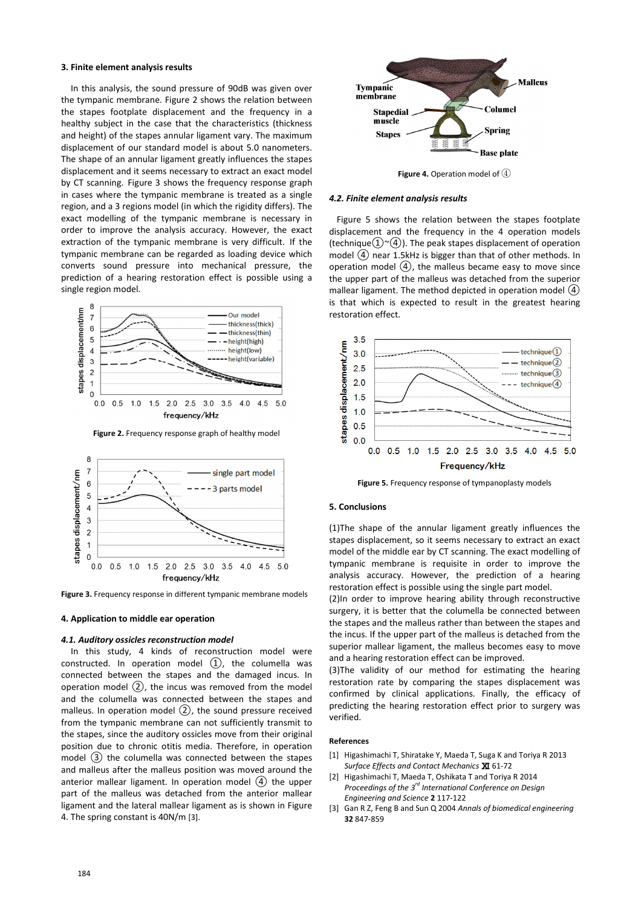### 3. Finite element analysis results

In this analysis, the sound pressure of 90dB was given over the tympanic membrane. Figure 2 shows the relation between the stapes footplate displacement and the frequency in a healthy subject in the case that the characteristics (thickness and height) of the stapes annular ligament vary. The maximum displacement of our standard model is about 5.0 nanometers. The shape of an annular ligament greatly influences the stapes displacement and it seems necessary to extract an exact model by CT scanning. Figure 3 shows the frequency response graph in cases where the tympanic membrane is treated as a single region, and a 3 regions model (in which the rigidity differs). The exact modelling of the tympanic membrane is necessary in order to improve the analysis accuracy. However, the exact extraction of the tympanic membrane is very difficult. If the tympanic membrane can be regarded as loading device which converts sound pressure into mechanical pressure, the prediction of a hearing restoration effect is possible using a single region model.

stapes displacement/nm
8
7
6
5
4
3
2
1
0
0.0 0.5 1.0 1.5 2.0 2.5 3.0 3.5 4.0 4.5 5.0
frequency/kHz
Our model
thickness(thick)
thickness(thin)
height(high)
height(low)
height(variable)

**Figure 2.** Frequency response graph of healthy model

stapes displacement/nm
8
7
6
5
4
3
2
1
0
0.0 0.5 1.0 1.5 2.0 2.5 3.0 3.5 4.0 4.5 5.0
frequency/kHz
single part model
3 parts model

**Figure 3.** Frequency response in different tympanic membrane models

### 4. Application to middle ear operation

#### *4.1. Auditory ossicles reconstruction model*

In this study, 4 kinds of reconstruction model were constructed. In operation model ①, the columella was connected between the stapes and the damaged incus. In operation model ②, the incus was removed from the model and the columella was connected between the stapes and malleus. In operation model ②, the sound pressure received from the tympanic membrane can not sufficiently transmit to the stapes, since the auditory ossicles move from their original position due to chronic otitis media. Therefore, in operation model ③ the columella was connected between the stapes and malleus after the malleus position was moved around the anterior mallear ligament. In operation model ④ the upper part of the malleus was detached from the anterior mallear ligament and the lateral mallear ligament as is shown in Figure 4. The spring constant is 40N/m [3].

Tympanic membrane
Malleus
Stapedial muscle
Columel
Stapes
Spring
Base plate

**Figure 4.** Operation model of ④

#### *4.2. Finite element analysis results*

Figure 5 shows the relation between the stapes footplate displacement and the frequency in the 4 operation models (technique①~④). The peak stapes displacement of operation model ④ near 1.5kHz is bigger than that of other methods. In operation model ④, the malleus became easy to move since the upper part of the malleus was detached from the superior mallear ligament. The method depicted in operation model ④ is that which is expected to result in the greatest hearing restoration effect.

stapes displacement/nm
3.5
3.0
2.5
2.0
1.5
1.0
0.5
0.0
0.0 0.5 1.0 1.5 2.0 2.5 3.0 3.5 4.0 4.5 5.0
Frequency/kHz
technique①
technique②
technique③
technique④

**Figure 5.** Frequency response of tympanoplasty models

### 5. Conclusions

(1)The shape of the annular ligament greatly influences the stapes displacement, so it seems necessary to extract an exact model of the middle ear by CT scanning. The exact modelling of tympanic membrane is requisite in order to improve the analysis accuracy. However, the prediction of a hearing restoration effect is possible using the single part model.

(2)In order to improve hearing ability through reconstructive surgery, it is better that the columella be connected between the stapes and the malleus rather than between the stapes and the incus. If the upper part of the malleus is detached from the superior mallear ligament, the malleus becomes easy to move and a hearing restoration effect can be improved.

(3)The validity of our method for estimating the hearing restoration rate by comparing the stapes displacement was confirmed by clinical applications. Finally, the efficacy of predicting the hearing restoration effect prior to surgery was verified.

### References

[1] Higashimachi T, Shiratake Y, Maeda T, Suga K and Toriya R 2013 *Surface Effects and Contact Mechanics* **XI** 61-72

[2] Higashimachi T, Maeda T, Oshikata T and Toriya R 2014 *Proceedings of the 3rd International Conference on Design Engineering and Science* **2** 117-122

[3] Gan R Z, Feng B and Sun Q 2004 *Annals of biomedical engineering* **32** 847-859